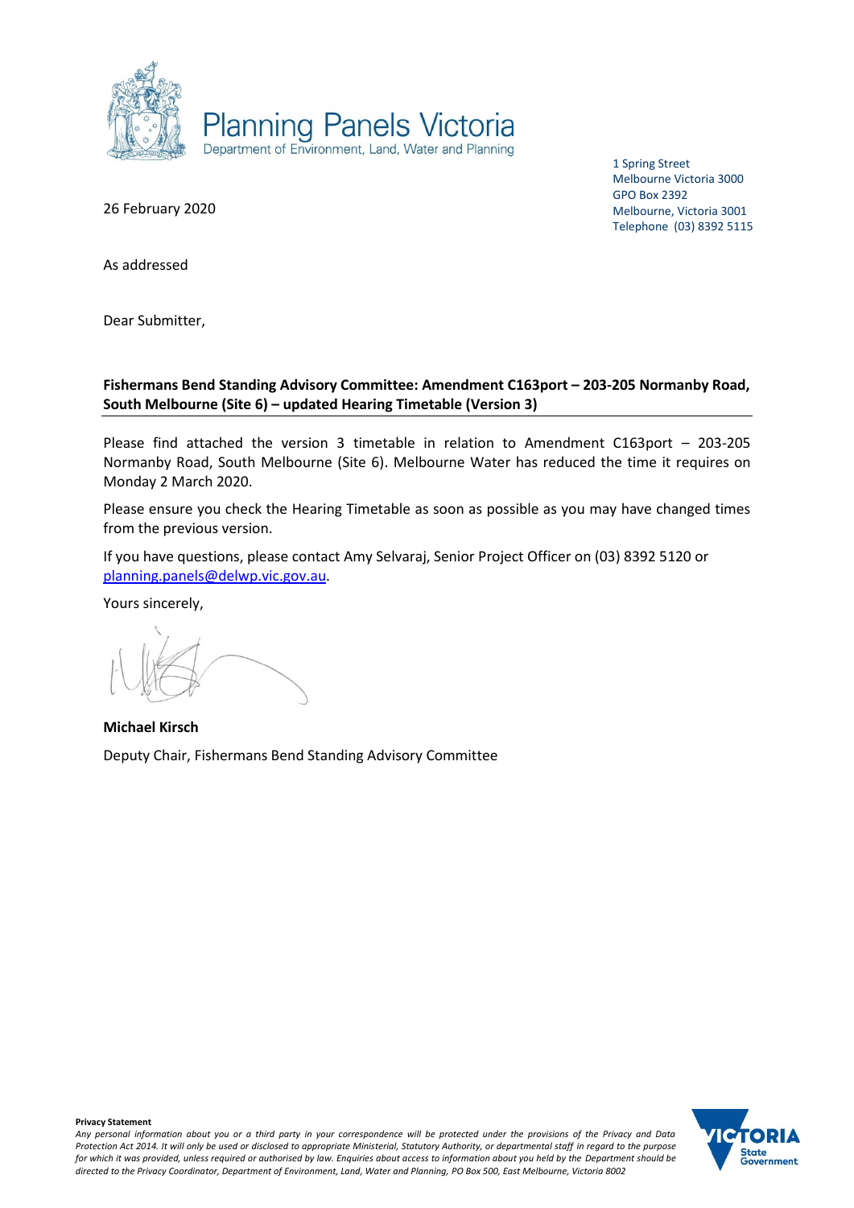Planning Panels Victoria
Department of Environment, Land, Water and Planning

1 Spring Street
Melbourne Victoria 3000
GPO Box 2392
Melbourne, Victoria 3001
Telephone (03) 8392 5115

26 February 2020

As addressed

Dear Submitter,

**Fishermans Bend Standing Advisory Committee: Amendment C163port – 203-205 Normanby Road, South Melbourne (Site 6) – updated Hearing Timetable (Version 3)**

Please find attached the version 3 timetable in relation to Amendment C163port – 203-205 Normanby Road, South Melbourne (Site 6). Melbourne Water has reduced the time it requires on Monday 2 March 2020.

Please ensure you check the Hearing Timetable as soon as possible as you may have changed times from the previous version.

If you have questions, please contact Amy Selvaraj, Senior Project Officer on (03) 8392 5120 or planning.panels@delwp.vic.gov.au.

Yours sincerely,

**Michael Kirsch**
Deputy Chair, Fishermans Bend Standing Advisory Committee

**Privacy Statement**
*Any personal information about you or a third party in your correspondence will be protected under the provisions of the Privacy and Data Protection Act 2014. It will only be used or disclosed to appropriate Ministerial, Statutory Authority, or departmental staff in regard to the purpose for which it was provided, unless required or authorised by law. Enquiries about access to information about you held by the Department should be directed to the Privacy Coordinator, Department of Environment, Land, Water and Planning, PO Box 500, East Melbourne, Victoria 8002*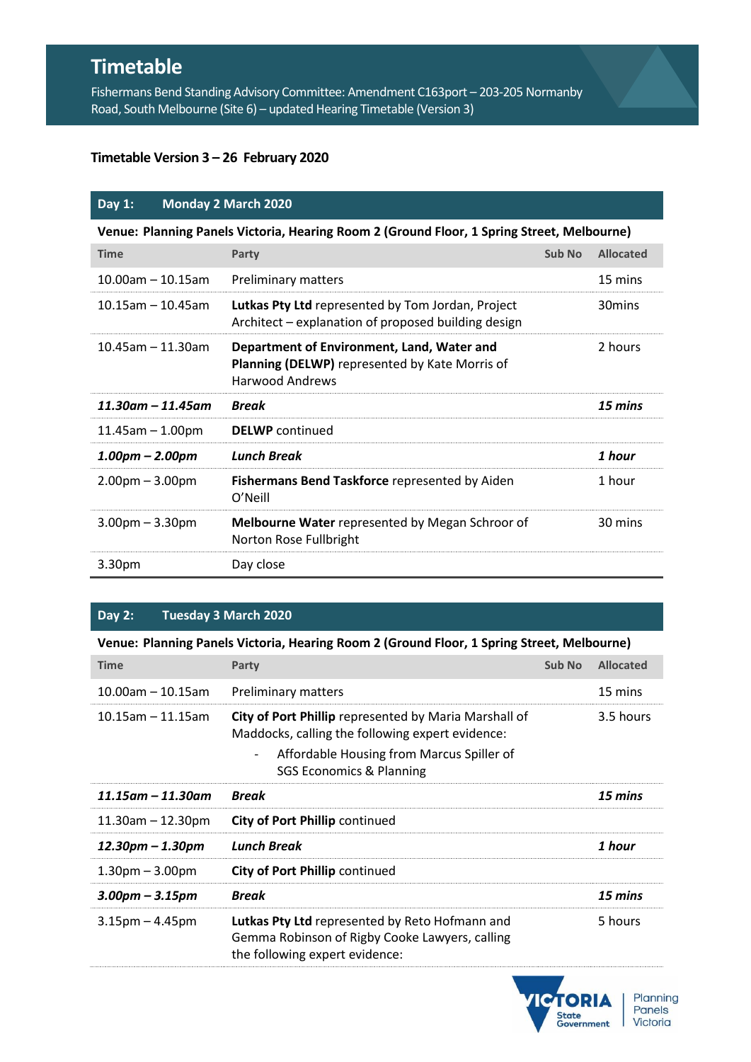# Timetable

Fishermans Bend Standing Advisory Committee: Amendment C163port – 203-205 Normanby Road, South Melbourne (Site 6) – updated Hearing Timetable (Version 3)

**Timetable Version 3 – 26 February 2020**

## Day 1: Monday 2 March 2020

**Venue: Planning Panels Victoria, Hearing Room 2 (Ground Floor, 1 Spring Street, Melbourne)**

| Time | Party | Sub No | Allocated |
|---|---|---|---|
| 10.00am – 10.15am | Preliminary matters | | 15 mins |
| 10.15am – 10.45am | **Lutkas Pty Ltd** represented by Tom Jordan, Project Architect – explanation of proposed building design | | 30mins |
| 10.45am – 11.30am | **Department of Environment, Land, Water and Planning (DELWP)** represented by Kate Morris of Harwood Andrews | | 2 hours |
| ***11.30am – 11.45am*** | ***Break*** | | ***15 mins*** |
| 11.45am – 1.00pm | **DELWP** continued | | |
| ***1.00pm – 2.00pm*** | ***Lunch Break*** | | ***1 hour*** |
| 2.00pm – 3.00pm | **Fishermans Bend Taskforce** represented by Aiden O'Neill | | 1 hour |
| 3.00pm – 3.30pm | **Melbourne Water** represented by Megan Schroor of Norton Rose Fullbright | | 30 mins |
| 3.30pm | Day close | | |

## Day 2: Tuesday 3 March 2020

**Venue: Planning Panels Victoria, Hearing Room 2 (Ground Floor, 1 Spring Street, Melbourne)**

| Time | Party | Sub No | Allocated |
|---|---|---|---|
| 10.00am – 10.15am | Preliminary matters | | 15 mins |
| 10.15am – 11.15am | **City of Port Phillip** represented by Maria Marshall of Maddocks, calling the following expert evidence:<br>- Affordable Housing from Marcus Spiller of SGS Economics & Planning | | 3.5 hours |
| ***11.15am – 11.30am*** | ***Break*** | | ***15 mins*** |
| 11.30am – 12.30pm | **City of Port Phillip** continued | | |
| ***12.30pm – 1.30pm*** | ***Lunch Break*** | | ***1 hour*** |
| 1.30pm – 3.00pm | **City of Port Phillip** continued | | |
| ***3.00pm – 3.15pm*** | ***Break*** | | ***15 mins*** |
| 3.15pm – 4.45pm | **Lutkas Pty Ltd** represented by Reto Hofmann and Gemma Robinson of Rigby Cooke Lawyers, calling the following expert evidence: | | 5 hours |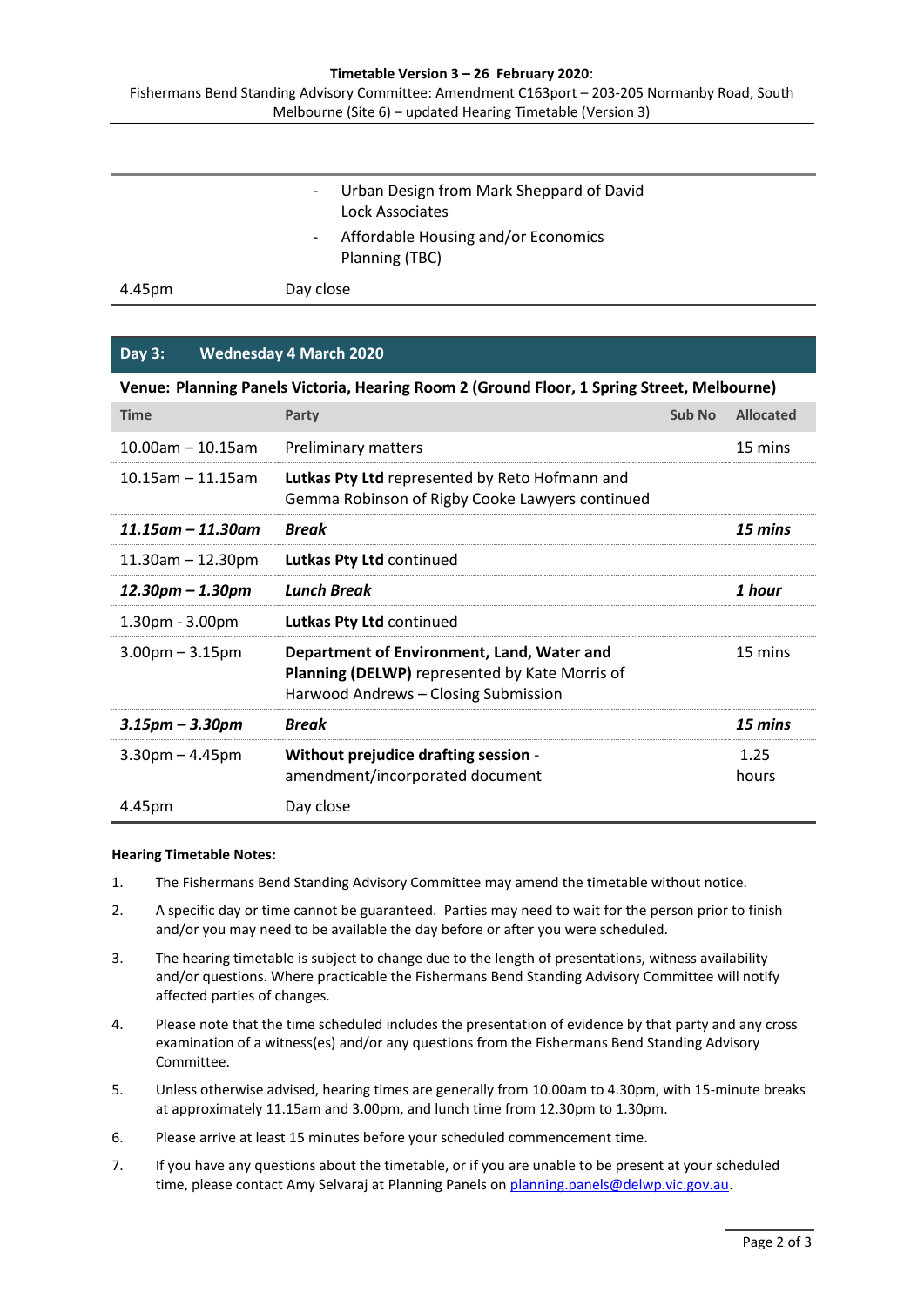| | |
|---|---|
| | - Urban Design from Mark Sheppard of David Lock Associates<br>- Affordable Housing and/or Economics Planning (TBC) |
| 4.45pm | Day close |

## Day 3: Wednesday 4 March 2020

**Venue: Planning Panels Victoria, Hearing Room 2 (Ground Floor, 1 Spring Street, Melbourne)**

| Time | Party | Sub No | Allocated |
|---|---|---|---|
| 10.00am – 10.15am | Preliminary matters | | 15 mins |
| 10.15am – 11.15am | **Lutkas Pty Ltd** represented by Reto Hofmann and Gemma Robinson of Rigby Cooke Lawyers continued | | |
| ***11.15am – 11.30am*** | ***Break*** | | ***15 mins*** |
| 11.30am – 12.30pm | **Lutkas Pty Ltd** continued | | |
| ***12.30pm – 1.30pm*** | ***Lunch Break*** | | ***1 hour*** |
| 1.30pm - 3.00pm | **Lutkas Pty Ltd** continued | | |
| 3.00pm – 3.15pm | **Department of Environment, Land, Water and Planning (DELWP)** represented by Kate Morris of Harwood Andrews – Closing Submission | | 15 mins |
| ***3.15pm – 3.30pm*** | ***Break*** | | ***15 mins*** |
| 3.30pm – 4.45pm | **Without prejudice drafting session** - amendment/incorporated document | | 1.25 hours |
| 4.45pm | Day close | | |

**Hearing Timetable Notes:**

1. The Fishermans Bend Standing Advisory Committee may amend the timetable without notice.
2. A specific day or time cannot be guaranteed. Parties may need to wait for the person prior to finish and/or you may need to be available the day before or after you were scheduled.
3. The hearing timetable is subject to change due to the length of presentations, witness availability and/or questions. Where practicable the Fishermans Bend Standing Advisory Committee will notify affected parties of changes.
4. Please note that the time scheduled includes the presentation of evidence by that party and any cross examination of a witness(es) and/or any questions from the Fishermans Bend Standing Advisory Committee.
5. Unless otherwise advised, hearing times are generally from 10.00am to 4.30pm, with 15-minute breaks at approximately 11.15am and 3.00pm, and lunch time from 12.30pm to 1.30pm.
6. Please arrive at least 15 minutes before your scheduled commencement time.
7. If you have any questions about the timetable, or if you are unable to be present at your scheduled time, please contact Amy Selvaraj at Planning Panels on planning.panels@delwp.vic.gov.au.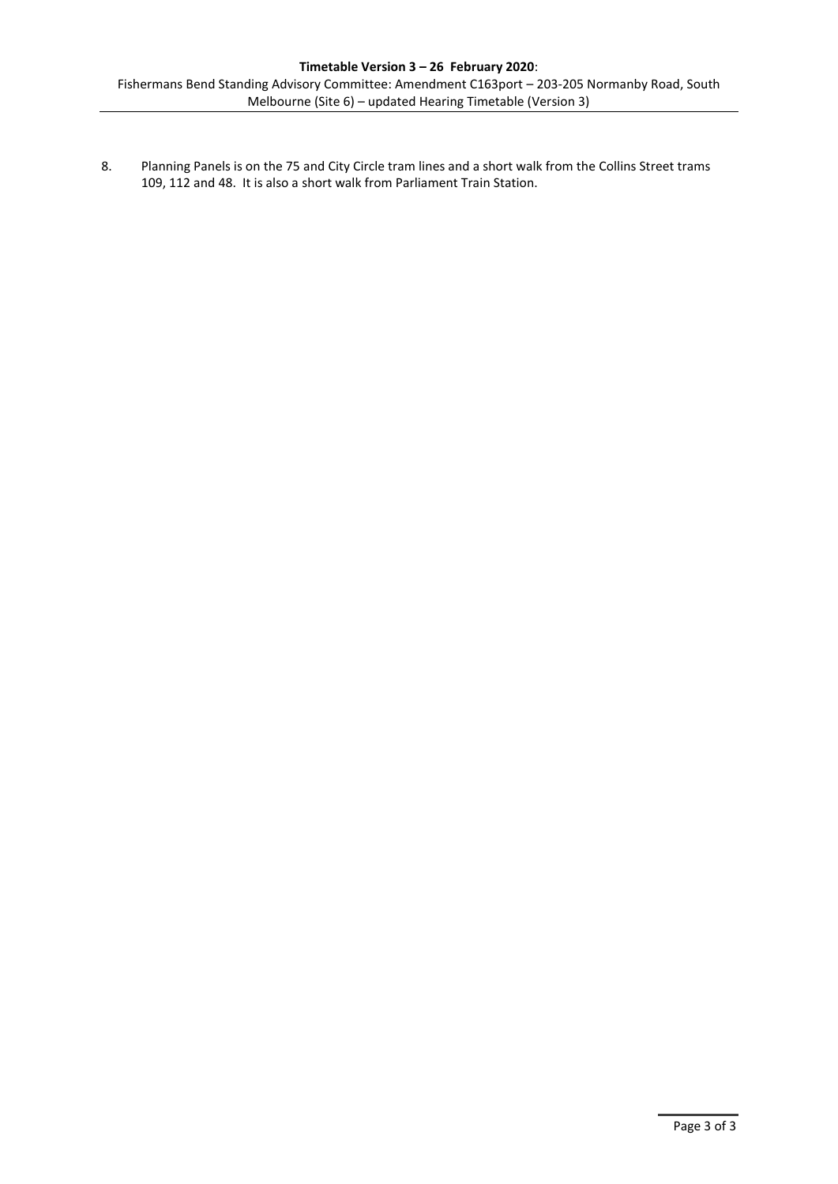8. Planning Panels is on the 75 and City Circle tram lines and a short walk from the Collins Street trams 109, 112 and 48. It is also a short walk from Parliament Train Station.